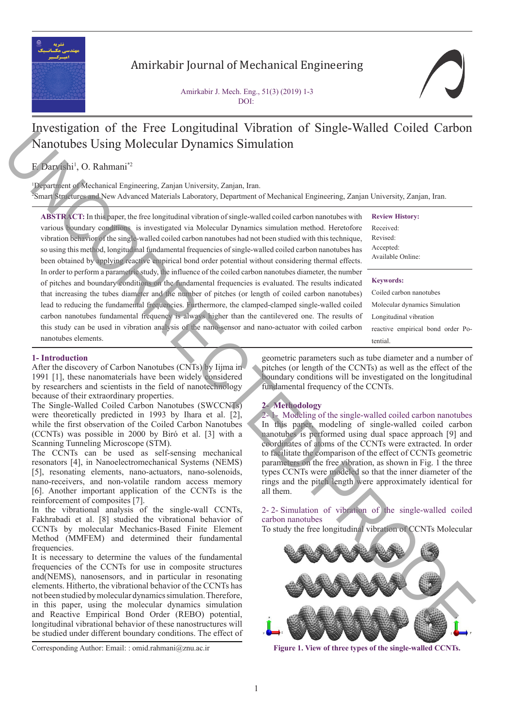# Investigation of the Free Longitudinal Vibration of Single-Walled Coiled Carbon Nanotubes Using Molecular Dynamics Simulation

F. Darvishi[1], O. Rahmani*[2]

[1]Department of Mechanical Engineering, Zanjan University, Zanjan, Iran.
[2]Smart Structures and New Advanced Materials Laboratory, Department of Mechanical Engineering, Zanjan University, Zanjan, Iran.

**ABSTRACT:** In this paper, the free longitudinal vibration of single-walled coiled carbon nanotubes with various boundary conditions is investigated via Molecular Dynamics simulation method. Heretofore vibration behavior of the single-walled coiled carbon nanotubes had not been studied with this technique, so using this method, longitudinal fundamental frequencies of single-walled coiled carbon nanotubes has been obtained by applying reactive empirical bond order potential without considering thermal effects. In order to perform a parametric study, the influence of the coiled carbon nanotubes diameter, the number of pitches and boundary conditions on the fundamental frequencies is evaluated. The results indicated that increasing the tubes diameter and the number of pitches (or length of coiled carbon nanotubes) lead to reducing the fundamental frequencies. Furthermore, the clamped-clamped single-walled coiled carbon nanotubes fundamental frequency is always higher than the cantilevered one. The results of this study can be used in vibration analysis of the nano-sensor and nano-actuator with coiled carbon nanotubes elements.

**Review History:**

Received:
Revised:
Accepted:
Available Online:

**Keywords:**

Coiled carbon nanotubes
Molecular dynamics Simulation
Longitudinal vibration
reactive empirical bond order Potential.

## 1- Introduction

After the discovery of Carbon Nanotubes (CNTs) by Iijma in 1991 [1], these nanomaterials have been widely considered by researchers and scientists in the field of nanotechnology because of their extraordinary properties.

The Single-Walled Coiled Carbon Nanotubes (SWCCNTs) were theoretically predicted in 1993 by Ihara et al. [2], while the first observation of the Coiled Carbon Nanotubes (CCNTs) was possible in 2000 by Biró et al. [3] with a Scanning Tunneling Microscope (STM).

The CCNTs can be used as self-sensing mechanical resonators [4], in Nanoelectromechanical Systems (NEMS) [5], resonating elements, nano-actuators, nano-solenoids, nano-receivers, and non-volatile random access memory [6]. Another important application of the CCNTs is the reinforcement of composites [7].

In the vibrational analysis of the single-wall CCNTs, Fakhrabadi et al. [8] studied the vibrational behavior of CCNTs by molecular Mechanics-Based Finite Element Method (MMFEM) and determined their fundamental frequencies.

It is necessary to determine the values of the fundamental frequencies of the CCNTs for use in composite structures and(NEMS), nanosensors, and in particular in resonating elements. Hitherto, the vibrational behavior of the CCNTs has not been studied by molecular dynamics simulation. Therefore, in this paper, using the molecular dynamics simulation and Reactive Empirical Bond Order (REBO) potential, longitudinal vibrational behavior of these nanostructures will be studied under different boundary conditions. The effect of geometric parameters such as tube diameter and a number of pitches (or length of the CCNTs) as well as the effect of the boundary conditions will be investigated on the longitudinal fundamental frequency of the CCNTs.

Corresponding Author: Email: : omid.rahmani@znu.ac.ir

## 2- Methodology

### 2- 1- Modeling of the single-walled coiled carbon nanotubes

In this paper, modeling of single-walled coiled carbon nanotubes is performed using dual space approach [9] and coordinates of atoms of the CCNTs were extracted. In order to facilitate the comparison of the effect of CCNTs geometric parameters on the free vibration, as shown in Fig. 1 the three types CCNTs were modeled so that the inner diameter of the rings and the pitch length were approximately identical for all them.

### 2- 2- Simulation of vibration of the single-walled coiled carbon nanotubes

To study the free longitudinal vibration of CCNTs Molecular

**Figure 1. View of three types of the single-walled CCNTs.**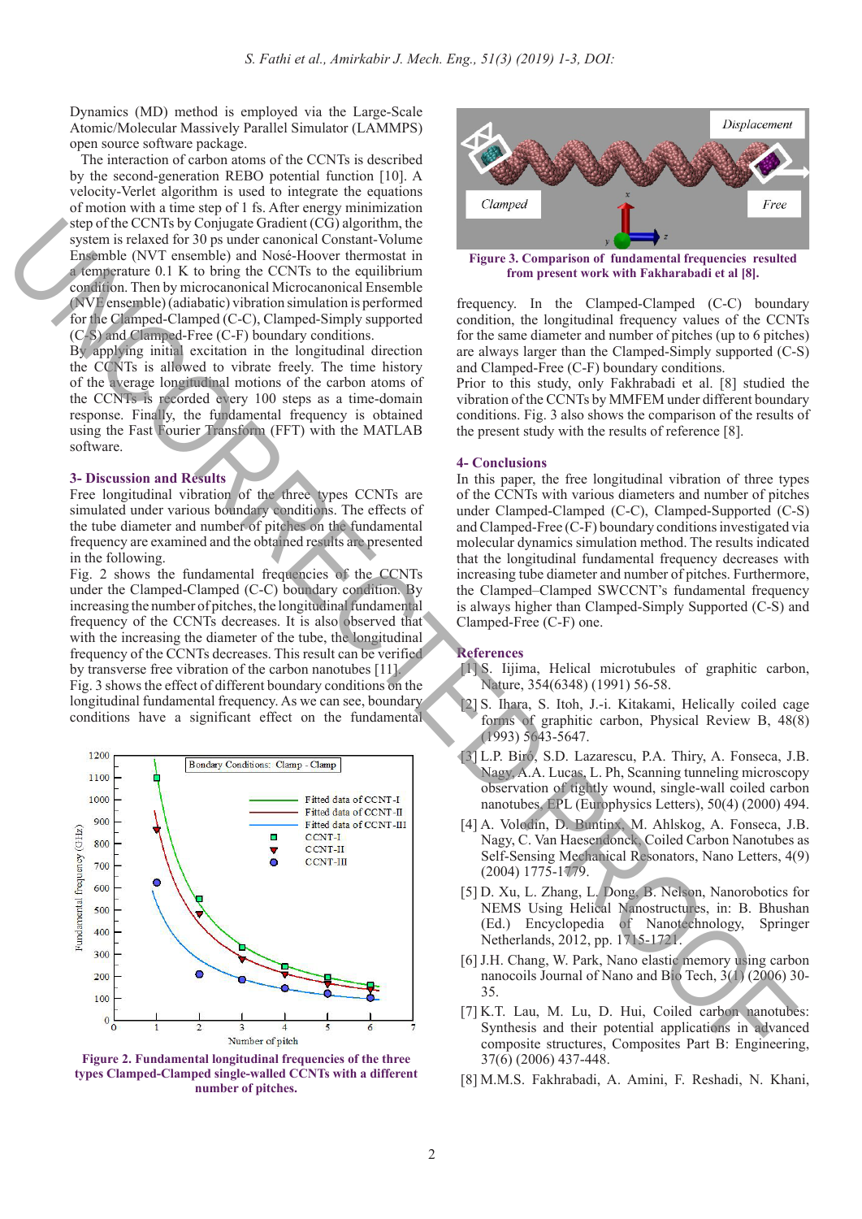Dynamics (MD) method is employed via the Large-Scale Atomic/Molecular Massively Parallel Simulator (LAMMPS) open source software package.

The interaction of carbon atoms of the CCNTs is described by the second-generation REBO potential function [10]. A velocity-Verlet algorithm is used to integrate the equations of motion with a time step of 1 fs. After energy minimization step of the CCNTs by Conjugate Gradient (CG) algorithm, the system is relaxed for 30 ps under canonical Constant-Volume Ensemble (NVT ensemble) and Nosé-Hoover thermostat in a temperature 0.1 K to bring the CCNTs to the equilibrium condition. Then by microcanonical Microcanonical Ensemble (NVE ensemble) (adiabatic) vibration simulation is performed for the Clamped-Clamped (C-C), Clamped-Simply supported (C-S) and Clamped-Free (C-F) boundary conditions.

By applying initial excitation in the longitudinal direction the CCNTs is allowed to vibrate freely. The time history of the average longitudinal motions of the carbon atoms of the CCNTs is recorded every 100 steps as a time-domain response. Finally, the fundamental frequency is obtained using the Fast Fourier Transform (FFT) with the MATLAB software.

## 3- Discussion and Results

Free longitudinal vibration of the three types CCNTs are simulated under various boundary conditions. The effects of the tube diameter and number of pitches on the fundamental frequency are examined and the obtained results are presented in the following.

Fig. 2 shows the fundamental frequencies of the CCNTs under the Clamped-Clamped (C-C) boundary condition. By increasing the number of pitches, the longitudinal fundamental frequency of the CCNTs decreases. It is also observed that with the increasing the diameter of the tube, the longitudinal frequency of the CCNTs decreases. This result can be verified by transverse free vibration of the carbon nanotubes [11].

Fig. 3 shows the effect of different boundary conditions on the longitudinal fundamental frequency. As we can see, boundary conditions have a significant effect on the fundamental

**Figure 2. Fundamental longitudinal frequencies of the three types Clamped-Clamped single-walled CCNTs with a different number of pitches.**

**Figure 3. Comparison of fundamental frequencies resulted from present work with Fakharabadi et al [8].**

frequency. In the Clamped-Clamped (C-C) boundary condition, the longitudinal frequency values of the CCNTs for the same diameter and number of pitches (up to 6 pitches) are always larger than the Clamped-Simply supported (C-S) and Clamped-Free (C-F) boundary conditions.

Prior to this study, only Fakhrabadi et al. [8] studied the vibration of the CCNTs by MMFEM under different boundary conditions. Fig. 3 also shows the comparison of the results of the present study with the results of reference [8].

## 4- Conclusions

In this paper, the free longitudinal vibration of three types of the CCNTs with various diameters and number of pitches under Clamped-Clamped (C-C), Clamped-Supported (C-S) and Clamped-Free (C-F) boundary conditions investigated via molecular dynamics simulation method. The results indicated that the longitudinal fundamental frequency decreases with increasing tube diameter and number of pitches. Furthermore, the Clamped–Clamped SWCCNT's fundamental frequency is always higher than Clamped-Simply Supported (C-S) and Clamped-Free (C-F) one.

## References

[1] S. Iijima, Helical microtubules of graphitic carbon, Nature, 354(6348) (1991) 56-58.

[2] S. Ihara, S. Itoh, J.-i. Kitakami, Helically coiled cage forms of graphitic carbon, Physical Review B, 48(8) (1993) 5643-5647.

[3] L.P. Biro, S.D. Lazarescu, P.A. Thiry, A. Fonseca, J.B. Nagy, A.A. Lucas, L. Ph, Scanning tunneling microscopy observation of tightly wound, single-wall coiled carbon nanotubes, EPL (Europhysics Letters), 50(4) (2000) 494.

[4] A. Volodin, D. Buntinx, M. Ahlskog, A. Fonseca, J.B. Nagy, C. Van Haesendonck, Coiled Carbon Nanotubes as Self-Sensing Mechanical Resonators, Nano Letters, 4(9) (2004) 1775-1779.

[5] D. Xu, L. Zhang, L. Dong, B. Nelson, Nanorobotics for NEMS Using Helical Nanostructures, in: B. Bhushan (Ed.) Encyclopedia of Nanotechnology, Springer Netherlands, 2012, pp. 1715-1721.

[6] J.H. Chang, W. Park, Nano elastic memory using carbon nanocoils Journal of Nano and Bio Tech, 3(1) (2006) 30-35.

[7] K.T. Lau, M. Lu, D. Hui, Coiled carbon nanotubes: Synthesis and their potential applications in advanced composite structures, Composites Part B: Engineering, 37(6) (2006) 437-448.

[8] M.M.S. Fakhrabadi, A. Amini, F. Reshadi, N. Khani,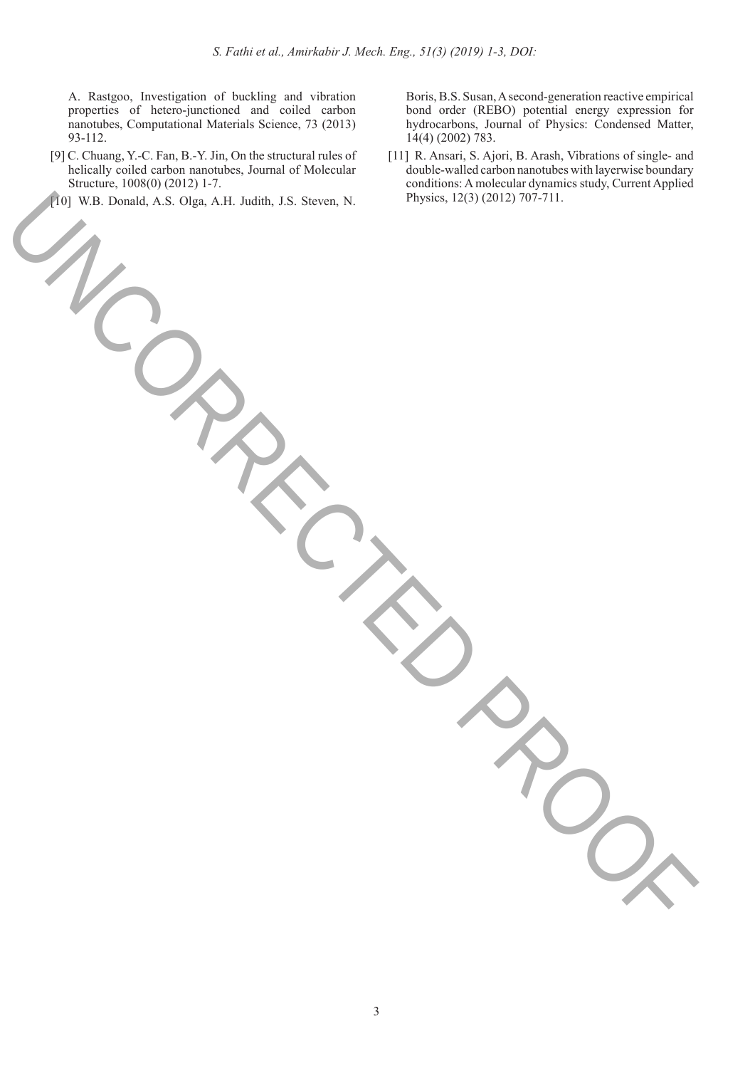A. Rastgoo, Investigation of buckling and vibration properties of hetero-junctioned and coiled carbon nanotubes, Computational Materials Science, 73 (2013) 93-112.

[9] C. Chuang, Y.-C. Fan, B.-Y. Jin, On the structural rules of helically coiled carbon nanotubes, Journal of Molecular Structure, 1008(0) (2012) 1-7.

[10] W.B. Donald, A.S. Olga, A.H. Judith, J.S. Steven, N. Boris, B.S. Susan, A second-generation reactive empirical bond order (REBO) potential energy expression for hydrocarbons, Journal of Physics: Condensed Matter, 14(4) (2002) 783.

[11] R. Ansari, S. Ajori, B. Arash, Vibrations of single- and double-walled carbon nanotubes with layerwise boundary conditions: A molecular dynamics study, Current Applied Physics, 12(3) (2012) 707-711.

UNCORRECTED PROOF